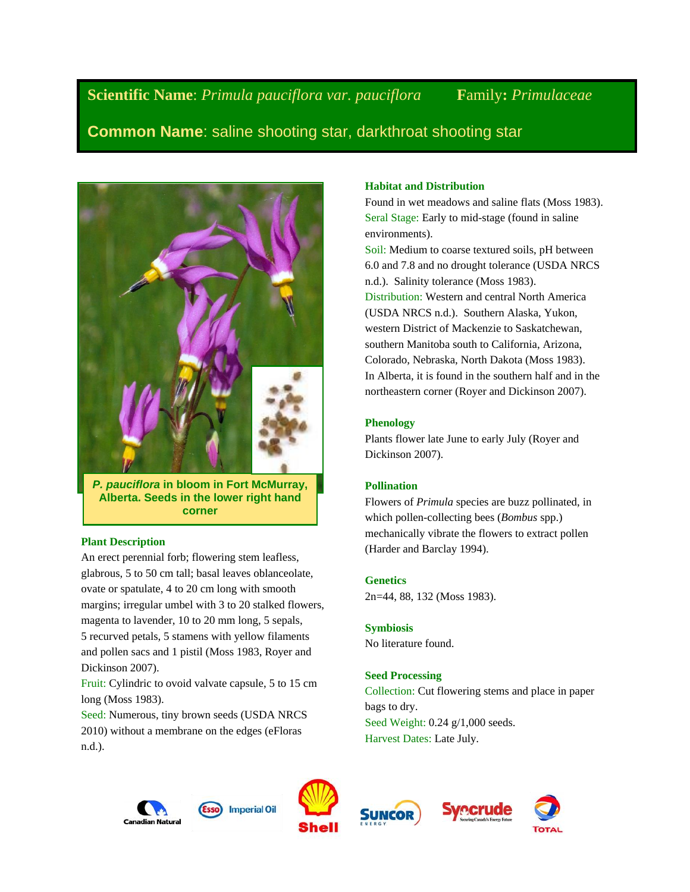**Scientific Name**: *Primula pauciflora var. pauciflora* **Family:** *Primulaceae*

**Common Name**: saline shooting star, darkthroat shooting star

***P. pauciflora* in bloom in Fort McMurray, Alberta. Seeds in the lower right hand corner**

### Plant Description

An erect perennial forb; flowering stem leafless, glabrous, 5 to 50 cm tall; basal leaves oblanceolate, ovate or spatulate, 4 to 20 cm long with smooth margins; irregular umbel with 3 to 20 stalked flowers, magenta to lavender, 10 to 20 mm long, 5 sepals, 5 recurved petals, 5 stamens with yellow filaments and pollen sacs and 1 pistil (Moss 1983, Royer and Dickinson 2007).

Fruit: Cylindric to ovoid valvate capsule, 5 to 15 cm long (Moss 1983).

Seed: Numerous, tiny brown seeds (USDA NRCS 2010) without a membrane on the edges (eFloras n.d.).

### Habitat and Distribution

Found in wet meadows and saline flats (Moss 1983).

Seral Stage: Early to mid-stage (found in saline environments).

Soil: Medium to coarse textured soils, pH between 6.0 and 7.8 and no drought tolerance (USDA NRCS n.d.). Salinity tolerance (Moss 1983).

Distribution: Western and central North America (USDA NRCS n.d.). Southern Alaska, Yukon, western District of Mackenzie to Saskatchewan, southern Manitoba south to California, Arizona, Colorado, Nebraska, North Dakota (Moss 1983). In Alberta, it is found in the southern half and in the northeastern corner (Royer and Dickinson 2007).

### Phenology

Plants flower late June to early July (Royer and Dickinson 2007).

### Pollination

Flowers of *Primula* species are buzz pollinated, in which pollen-collecting bees (*Bombus* spp.) mechanically vibrate the flowers to extract pollen (Harder and Barclay 1994).

### Genetics

2n=44, 88, 132 (Moss 1983).

### Symbiosis

No literature found.

### Seed Processing

Collection: Cut flowering stems and place in paper bags to dry.

Seed Weight: 0.24 g/1,000 seeds.

Harvest Dates: Late July.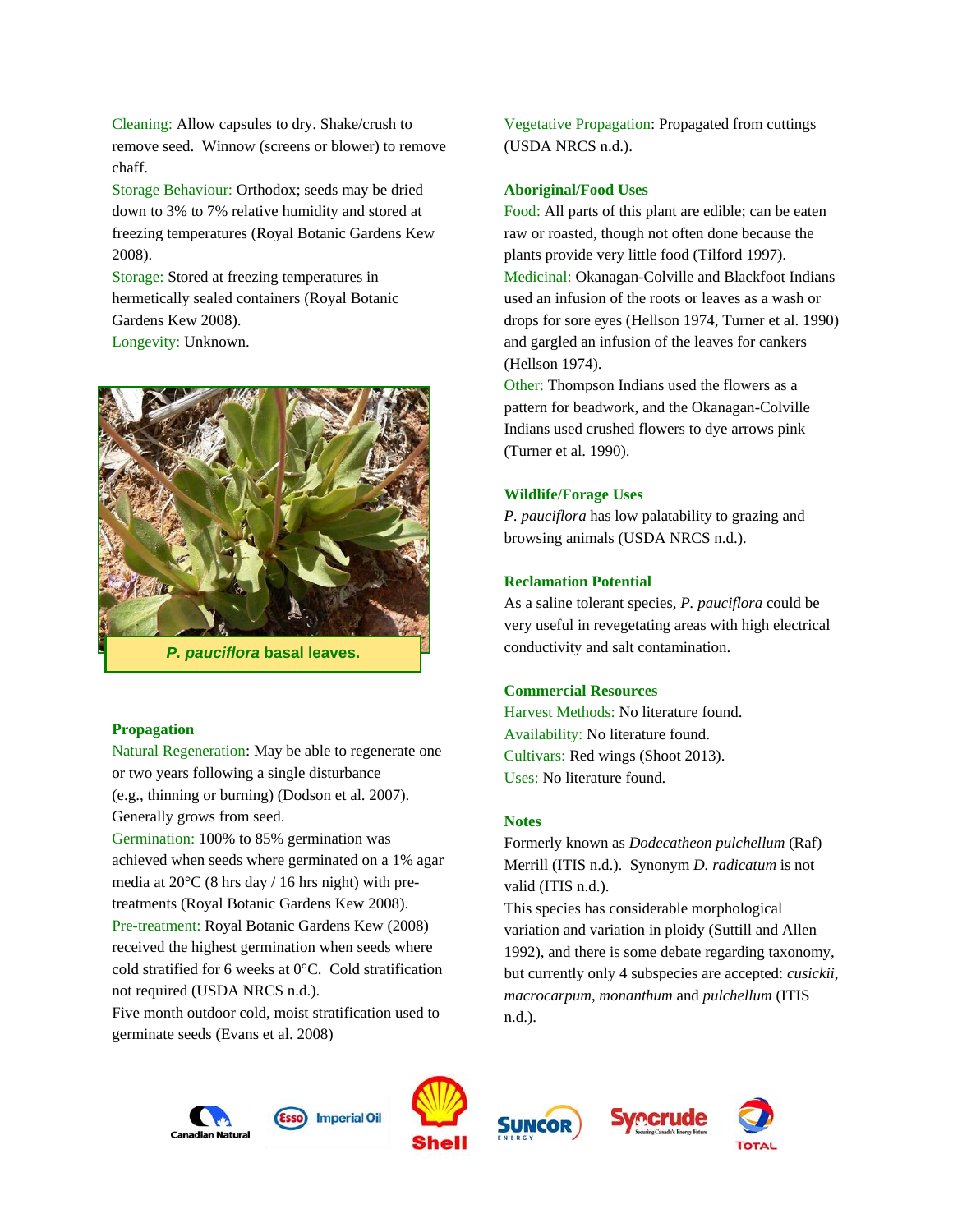Cleaning: Allow capsules to dry. Shake/crush to remove seed. Winnow (screens or blower) to remove chaff.
Storage Behaviour: Orthodox; seeds may be dried down to 3% to 7% relative humidity and stored at freezing temperatures (Royal Botanic Gardens Kew 2008).
Storage: Stored at freezing temperatures in hermetically sealed containers (Royal Botanic Gardens Kew 2008).
Longevity: Unknown.

***P. pauciflora* basal leaves.**

### Propagation

Natural Regeneration: May be able to regenerate one or two years following a single disturbance (e.g., thinning or burning) (Dodson et al. 2007). Generally grows from seed.
Germination: 100% to 85% germination was achieved when seeds where germinated on a 1% agar media at 20°C (8 hrs day / 16 hrs night) with pre-treatments (Royal Botanic Gardens Kew 2008).
Pre-treatment: Royal Botanic Gardens Kew (2008) received the highest germination when seeds where cold stratified for 6 weeks at 0°C. Cold stratification not required (USDA NRCS n.d.).
Five month outdoor cold, moist stratification used to germinate seeds (Evans et al. 2008)

Vegetative Propagation: Propagated from cuttings (USDA NRCS n.d.).

### Aboriginal/Food Uses

Food: All parts of this plant are edible; can be eaten raw or roasted, though not often done because the plants provide very little food (Tilford 1997).
Medicinal: Okanagan-Colville and Blackfoot Indians used an infusion of the roots or leaves as a wash or drops for sore eyes (Hellson 1974, Turner et al. 1990) and gargled an infusion of the leaves for cankers (Hellson 1974).
Other: Thompson Indians used the flowers as a pattern for beadwork, and the Okanagan-Colville Indians used crushed flowers to dye arrows pink (Turner et al. 1990).

### Wildlife/Forage Uses

*P. pauciflora* has low palatability to grazing and browsing animals (USDA NRCS n.d.).

### Reclamation Potential

As a saline tolerant species, *P. pauciflora* could be very useful in revegetating areas with high electrical conductivity and salt contamination.

### Commercial Resources

Harvest Methods: No literature found.
Availability: No literature found.
Cultivars: Red wings (Shoot 2013).
Uses: No literature found.

### Notes

Formerly known as *Dodecatheon pulchellum* (Raf) Merrill (ITIS n.d.). Synonym *D. radicatum* is not valid (ITIS n.d.).
This species has considerable morphological variation and variation in ploidy (Suttill and Allen 1992), and there is some debate regarding taxonomy, but currently only 4 subspecies are accepted: *cusickii*, *macrocarpum*, *monanthum* and *pulchellum* (ITIS n.d.).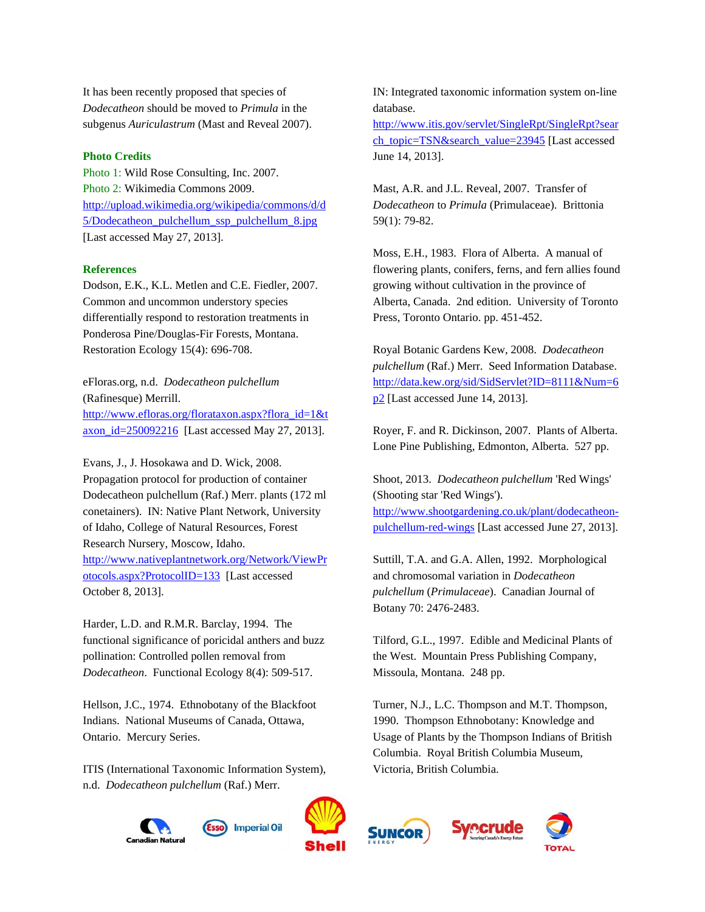It has been recently proposed that species of *Dodecatheon* should be moved to *Primula* in the subgenus *Auriculastrum* (Mast and Reveal 2007).

### Photo Credits

Photo 1: Wild Rose Consulting, Inc. 2007.
Photo 2: Wikimedia Commons 2009. http://upload.wikimedia.org/wikipedia/commons/d/d5/Dodecatheon_pulchellum_ssp_pulchellum_8.jpg [Last accessed May 27, 2013].

### References

Dodson, E.K., K.L. Metlen and C.E. Fiedler, 2007. Common and uncommon understory species differentially respond to restoration treatments in Ponderosa Pine/Douglas-Fir Forests, Montana. Restoration Ecology 15(4): 696-708.

eFloras.org, n.d. *Dodecatheon pulchellum* (Rafinesque) Merrill. http://www.efloras.org/florataxon.aspx?flora_id=1&taxon_id=250092216 [Last accessed May 27, 2013].

Evans, J., J. Hosokawa and D. Wick, 2008. Propagation protocol for production of container Dodecatheon pulchellum (Raf.) Merr. plants (172 ml conetainers). IN: Native Plant Network, University of Idaho, College of Natural Resources, Forest Research Nursery, Moscow, Idaho. http://www.nativeplantnetwork.org/Network/ViewProtocols.aspx?ProtocolID=133 [Last accessed October 8, 2013].

Harder, L.D. and R.M.R. Barclay, 1994. The functional significance of poricidal anthers and buzz pollination: Controlled pollen removal from *Dodecatheon*. Functional Ecology 8(4): 509-517.

Hellson, J.C., 1974. Ethnobotany of the Blackfoot Indians. National Museums of Canada, Ottawa, Ontario. Mercury Series.

ITIS (International Taxonomic Information System), n.d. *Dodecatheon pulchellum* (Raf.) Merr. IN: Integrated taxonomic information system on-line database. http://www.itis.gov/servlet/SingleRpt/SingleRpt?search_topic=TSN&search_value=23945 [Last accessed June 14, 2013].

Mast, A.R. and J.L. Reveal, 2007. Transfer of *Dodecatheon* to *Primula* (Primulaceae). Brittonia 59(1): 79-82.

Moss, E.H., 1983. Flora of Alberta. A manual of flowering plants, conifers, ferns, and fern allies found growing without cultivation in the province of Alberta, Canada. 2nd edition. University of Toronto Press, Toronto Ontario. pp. 451-452.

Royal Botanic Gardens Kew, 2008. *Dodecatheon pulchellum* (Raf.) Merr. Seed Information Database. http://data.kew.org/sid/SidServlet?ID=8111&Num=6p2 [Last accessed June 14, 2013].

Royer, F. and R. Dickinson, 2007. Plants of Alberta. Lone Pine Publishing, Edmonton, Alberta. 527 pp.

Shoot, 2013. *Dodecatheon pulchellum* 'Red Wings' (Shooting star 'Red Wings'). http://www.shootgardening.co.uk/plant/dodecatheon-pulchellum-red-wings [Last accessed June 27, 2013].

Suttill, T.A. and G.A. Allen, 1992. Morphological and chromosomal variation in *Dodecatheon pulchellum* (*Primulaceae*). Canadian Journal of Botany 70: 2476-2483.

Tilford, G.L., 1997. Edible and Medicinal Plants of the West. Mountain Press Publishing Company, Missoula, Montana. 248 pp.

Turner, N.J., L.C. Thompson and M.T. Thompson, 1990. Thompson Ethnobotany: Knowledge and Usage of Plants by the Thompson Indians of British Columbia. Royal British Columbia Museum, Victoria, British Columbia.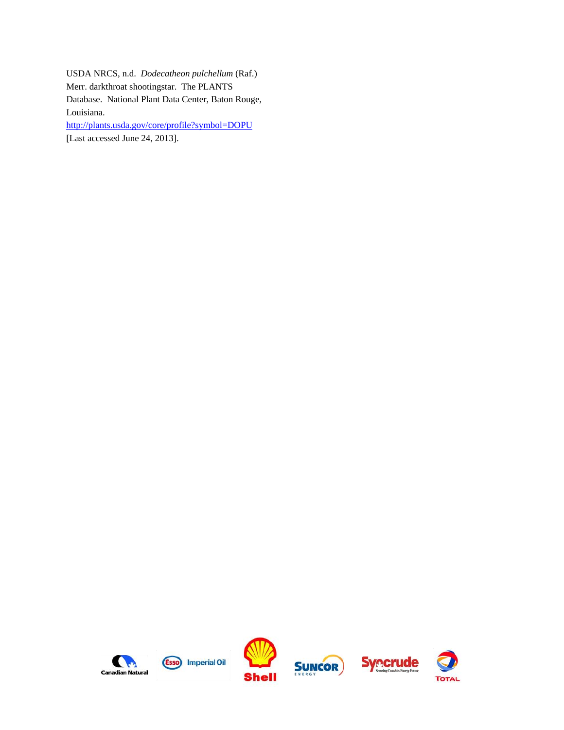USDA NRCS, n.d. *Dodecatheon pulchellum* (Raf.) Merr. darkthroat shootingstar. The PLANTS Database. National Plant Data Center, Baton Rouge, Louisiana. http://plants.usda.gov/core/profile?symbol=DOPU [Last accessed June 24, 2013].